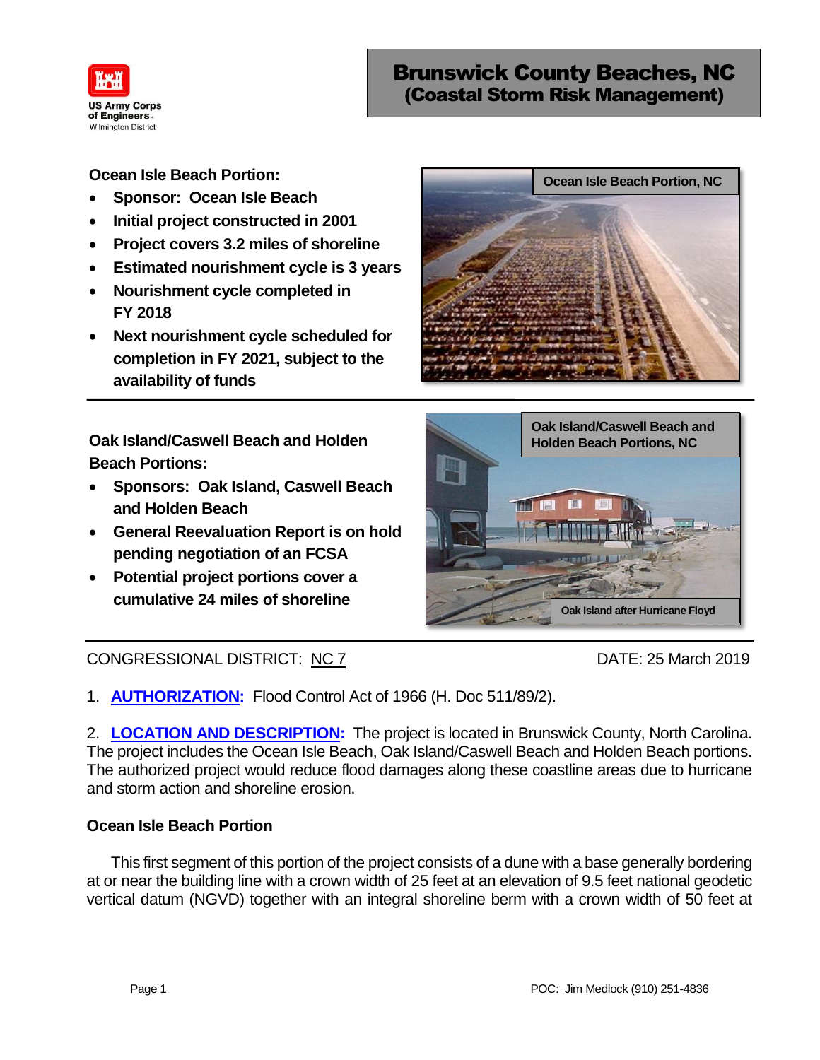US Army Corps of Engineers
Wilmington District

# Brunswick County Beaches, NC (Coastal Storm Risk Management)

**Ocean Isle Beach Portion:**

- **Sponsor: Ocean Isle Beach**
- **Initial project constructed in 2001**
- **Project covers 3.2 miles of shoreline**
- **Estimated nourishment cycle is 3 years**
- **Nourishment cycle completed in FY 2018**
- **Next nourishment cycle scheduled for completion in FY 2021, subject to the availability of funds**

**Ocean Isle Beach Portion, NC**

**Oak Island/Caswell Beach and Holden Beach Portions:**

- **Sponsors: Oak Island, Caswell Beach and Holden Beach**
- **General Reevaluation Report is on hold pending negotiation of an FCSA**
- **Potential project portions cover a cumulative 24 miles of shoreline**

**Oak Island/Caswell Beach and Holden Beach Portions, NC**

**Oak Island after Hurricane Floyd**

CONGRESSIONAL DISTRICT: NC 7 DATE: 25 March 2019

1. **AUTHORIZATION:** Flood Control Act of 1966 (H. Doc 511/89/2).

2. **LOCATION AND DESCRIPTION:** The project is located in Brunswick County, North Carolina. The project includes the Ocean Isle Beach, Oak Island/Caswell Beach and Holden Beach portions. The authorized project would reduce flood damages along these coastline areas due to hurricane and storm action and shoreline erosion.

### Ocean Isle Beach Portion

This first segment of this portion of the project consists of a dune with a base generally bordering at or near the building line with a crown width of 25 feet at an elevation of 9.5 feet national geodetic vertical datum (NGVD) together with an integral shoreline berm with a crown width of 50 feet at

POC: Jim Medlock (910) 251-4836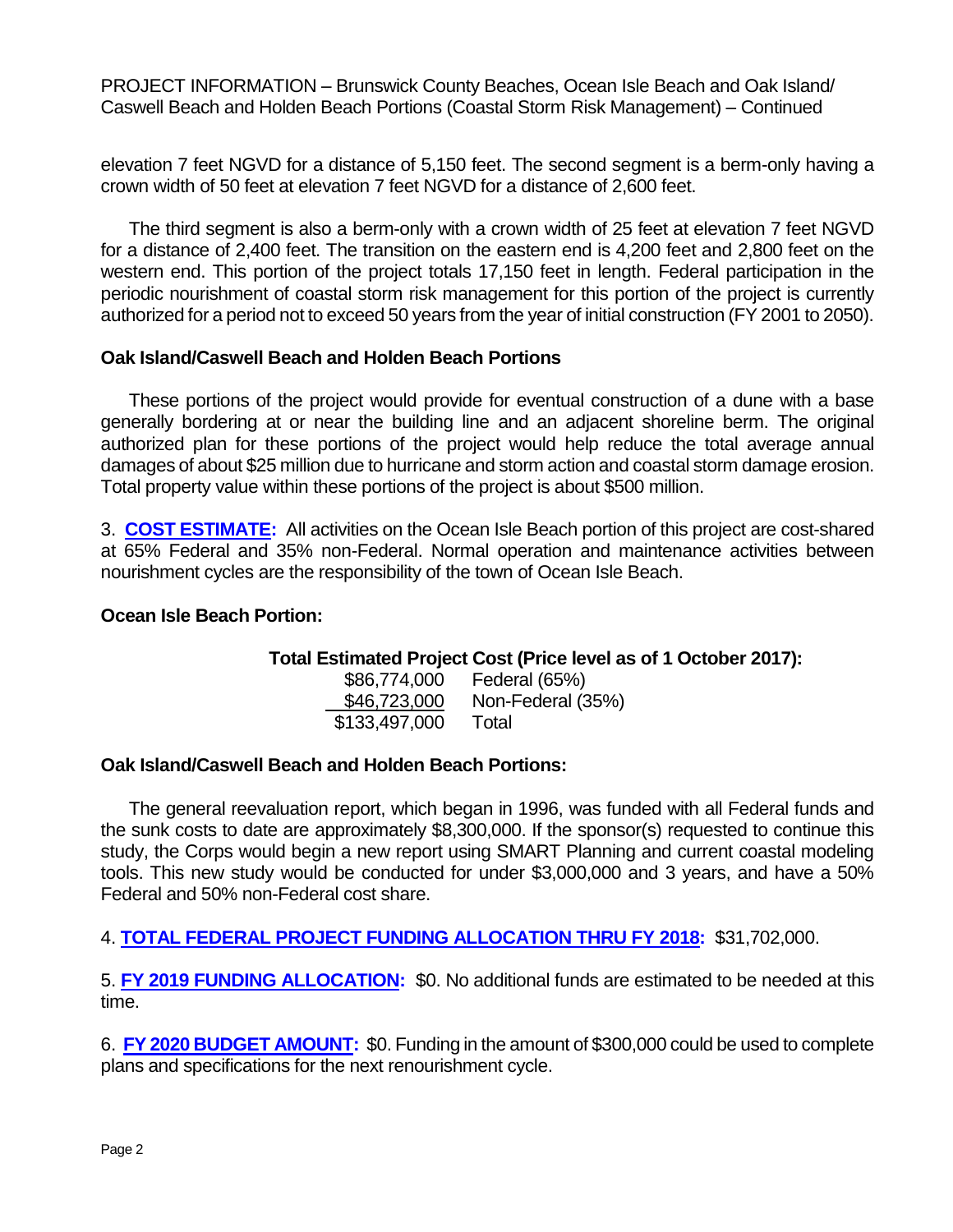elevation 7 feet NGVD for a distance of 5,150 feet. The second segment is a berm-only having a crown width of 50 feet at elevation 7 feet NGVD for a distance of 2,600 feet.

The third segment is also a berm-only with a crown width of 25 feet at elevation 7 feet NGVD for a distance of 2,400 feet. The transition on the eastern end is 4,200 feet and 2,800 feet on the western end. This portion of the project totals 17,150 feet in length. Federal participation in the periodic nourishment of coastal storm risk management for this portion of the project is currently authorized for a period not to exceed 50 years from the year of initial construction (FY 2001 to 2050).

**Oak Island/Caswell Beach and Holden Beach Portions**

These portions of the project would provide for eventual construction of a dune with a base generally bordering at or near the building line and an adjacent shoreline berm. The original authorized plan for these portions of the project would help reduce the total average annual damages of about $25 million due to hurricane and storm action and coastal storm damage erosion. Total property value within these portions of the project is about $500 million.

3. **COST ESTIMATE:** All activities on the Ocean Isle Beach portion of this project are cost-shared at 65% Federal and 35% non-Federal. Normal operation and maintenance activities between nourishment cycles are the responsibility of the town of Ocean Isle Beach.

**Ocean Isle Beach Portion:**

**Total Estimated Project Cost (Price level as of 1 October 2017):**

| Amount | Share |
|---|---|
| $86,774,000 | Federal (65%) |
| $46,723,000 | Non-Federal (35%) |
| $133,497,000 | Total |

**Oak Island/Caswell Beach and Holden Beach Portions:**

The general reevaluation report, which began in 1996, was funded with all Federal funds and the sunk costs to date are approximately $8,300,000. If the sponsor(s) requested to continue this study, the Corps would begin a new report using SMART Planning and current coastal modeling tools. This new study would be conducted for under $3,000,000 and 3 years, and have a 50% Federal and 50% non-Federal cost share.

4. **TOTAL FEDERAL PROJECT FUNDING ALLOCATION THRU FY 2018:** $31,702,000.

5. **FY 2019 FUNDING ALLOCATION:** $0. No additional funds are estimated to be needed at this time.

6. **FY 2020 BUDGET AMOUNT:** $0. Funding in the amount of $300,000 could be used to complete plans and specifications for the next renourishment cycle.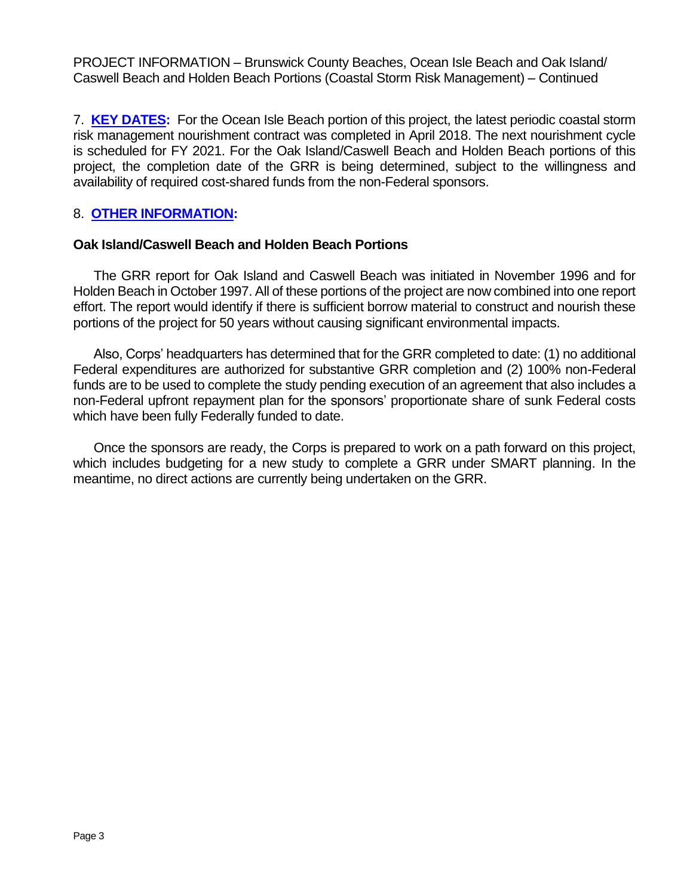PROJECT INFORMATION – Brunswick County Beaches, Ocean Isle Beach and Oak Island/ Caswell Beach and Holden Beach Portions (Coastal Storm Risk Management) – Continued

7. **KEY DATES:** For the Ocean Isle Beach portion of this project, the latest periodic coastal storm risk management nourishment contract was completed in April 2018. The next nourishment cycle is scheduled for FY 2021. For the Oak Island/Caswell Beach and Holden Beach portions of this project, the completion date of the GRR is being determined, subject to the willingness and availability of required cost-shared funds from the non-Federal sponsors.

8. **OTHER INFORMATION:**

**Oak Island/Caswell Beach and Holden Beach Portions**

The GRR report for Oak Island and Caswell Beach was initiated in November 1996 and for Holden Beach in October 1997. All of these portions of the project are now combined into one report effort. The report would identify if there is sufficient borrow material to construct and nourish these portions of the project for 50 years without causing significant environmental impacts.

Also, Corps' headquarters has determined that for the GRR completed to date: (1) no additional Federal expenditures are authorized for substantive GRR completion and (2) 100% non-Federal funds are to be used to complete the study pending execution of an agreement that also includes a non-Federal upfront repayment plan for the sponsors' proportionate share of sunk Federal costs which have been fully Federally funded to date.

Once the sponsors are ready, the Corps is prepared to work on a path forward on this project, which includes budgeting for a new study to complete a GRR under SMART planning. In the meantime, no direct actions are currently being undertaken on the GRR.